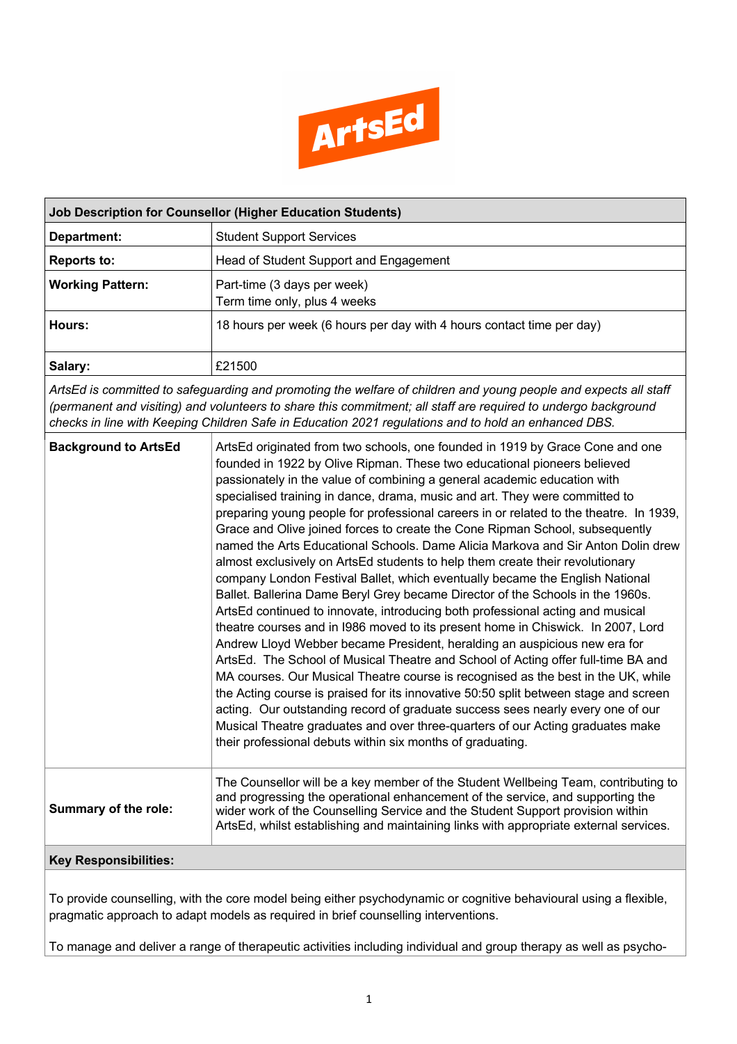ArtsEd

| Job Description for Counsellor (Higher Education Students) | |
|---|---|
| **Department:** | Student Support Services |
| **Reports to:** | Head of Student Support and Engagement |
| **Working Pattern:** | Part-time (3 days per week)<br>Term time only, plus 4 weeks |
| **Hours:** | 18 hours per week (6 hours per day with 4 hours contact time per day) |
| **Salary:** | £21500 |

*ArtsEd is committed to safeguarding and promoting the welfare of children and young people and expects all staff (permanent and visiting) and volunteers to share this commitment; all staff are required to undergo background checks in line with Keeping Children Safe in Education 2021 regulations and to hold an enhanced DBS.*

| | |
|---|---|
| **Background to ArtsEd** | ArtsEd originated from two schools, one founded in 1919 by Grace Cone and one founded in 1922 by Olive Ripman. These two educational pioneers believed passionately in the value of combining a general academic education with specialised training in dance, drama, music and art. They were committed to preparing young people for professional careers in or related to the theatre. In 1939, Grace and Olive joined forces to create the Cone Ripman School, subsequently named the Arts Educational Schools. Dame Alicia Markova and Sir Anton Dolin drew almost exclusively on ArtsEd students to help them create their revolutionary company London Festival Ballet, which eventually became the English National Ballet. Ballerina Dame Beryl Grey became Director of the Schools in the 1960s. ArtsEd continued to innovate, introducing both professional acting and musical theatre courses and in I986 moved to its present home in Chiswick. In 2007, Lord Andrew Lloyd Webber became President, heralding an auspicious new era for ArtsEd. The School of Musical Theatre and School of Acting offer full-time BA and MA courses. Our Musical Theatre course is recognised as the best in the UK, while the Acting course is praised for its innovative 50:50 split between stage and screen acting. Our outstanding record of graduate success sees nearly every one of our Musical Theatre graduates and over three-quarters of our Acting graduates make their professional debuts within six months of graduating. |
| **Summary of the role:** | The Counsellor will be a key member of the Student Wellbeing Team, contributing to and progressing the operational enhancement of the service, and supporting the wider work of the Counselling Service and the Student Support provision within ArtsEd, whilst establishing and maintaining links with appropriate external services. |

**Key Responsibilities:**

To provide counselling, with the core model being either psychodynamic or cognitive behavioural using a flexible, pragmatic approach to adapt models as required in brief counselling interventions.

To manage and deliver a range of therapeutic activities including individual and group therapy as well as psycho-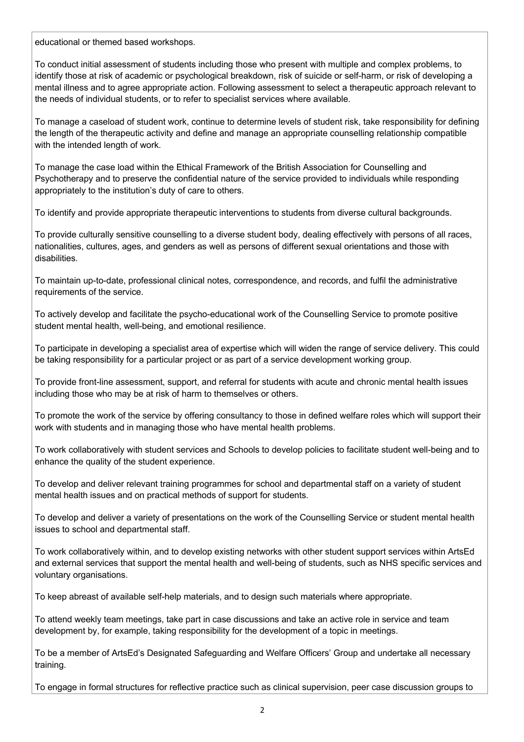educational or themed based workshops.

To conduct initial assessment of students including those who present with multiple and complex problems, to identify those at risk of academic or psychological breakdown, risk of suicide or self-harm, or risk of developing a mental illness and to agree appropriate action. Following assessment to select a therapeutic approach relevant to the needs of individual students, or to refer to specialist services where available.

To manage a caseload of student work, continue to determine levels of student risk, take responsibility for defining the length of the therapeutic activity and define and manage an appropriate counselling relationship compatible with the intended length of work.

To manage the case load within the Ethical Framework of the British Association for Counselling and Psychotherapy and to preserve the confidential nature of the service provided to individuals while responding appropriately to the institution's duty of care to others.

To identify and provide appropriate therapeutic interventions to students from diverse cultural backgrounds.

To provide culturally sensitive counselling to a diverse student body, dealing effectively with persons of all races, nationalities, cultures, ages, and genders as well as persons of different sexual orientations and those with disabilities.

To maintain up-to-date, professional clinical notes, correspondence, and records, and fulfil the administrative requirements of the service.

To actively develop and facilitate the psycho-educational work of the Counselling Service to promote positive student mental health, well-being, and emotional resilience.

To participate in developing a specialist area of expertise which will widen the range of service delivery. This could be taking responsibility for a particular project or as part of a service development working group.

To provide front-line assessment, support, and referral for students with acute and chronic mental health issues including those who may be at risk of harm to themselves or others.

To promote the work of the service by offering consultancy to those in defined welfare roles which will support their work with students and in managing those who have mental health problems.

To work collaboratively with student services and Schools to develop policies to facilitate student well-being and to enhance the quality of the student experience.

To develop and deliver relevant training programmes for school and departmental staff on a variety of student mental health issues and on practical methods of support for students.

To develop and deliver a variety of presentations on the work of the Counselling Service or student mental health issues to school and departmental staff.

To work collaboratively within, and to develop existing networks with other student support services within ArtsEd and external services that support the mental health and well-being of students, such as NHS specific services and voluntary organisations.

To keep abreast of available self-help materials, and to design such materials where appropriate.

To attend weekly team meetings, take part in case discussions and take an active role in service and team development by, for example, taking responsibility for the development of a topic in meetings.

To be a member of ArtsEd's Designated Safeguarding and Welfare Officers' Group and undertake all necessary training.

To engage in formal structures for reflective practice such as clinical supervision, peer case discussion groups to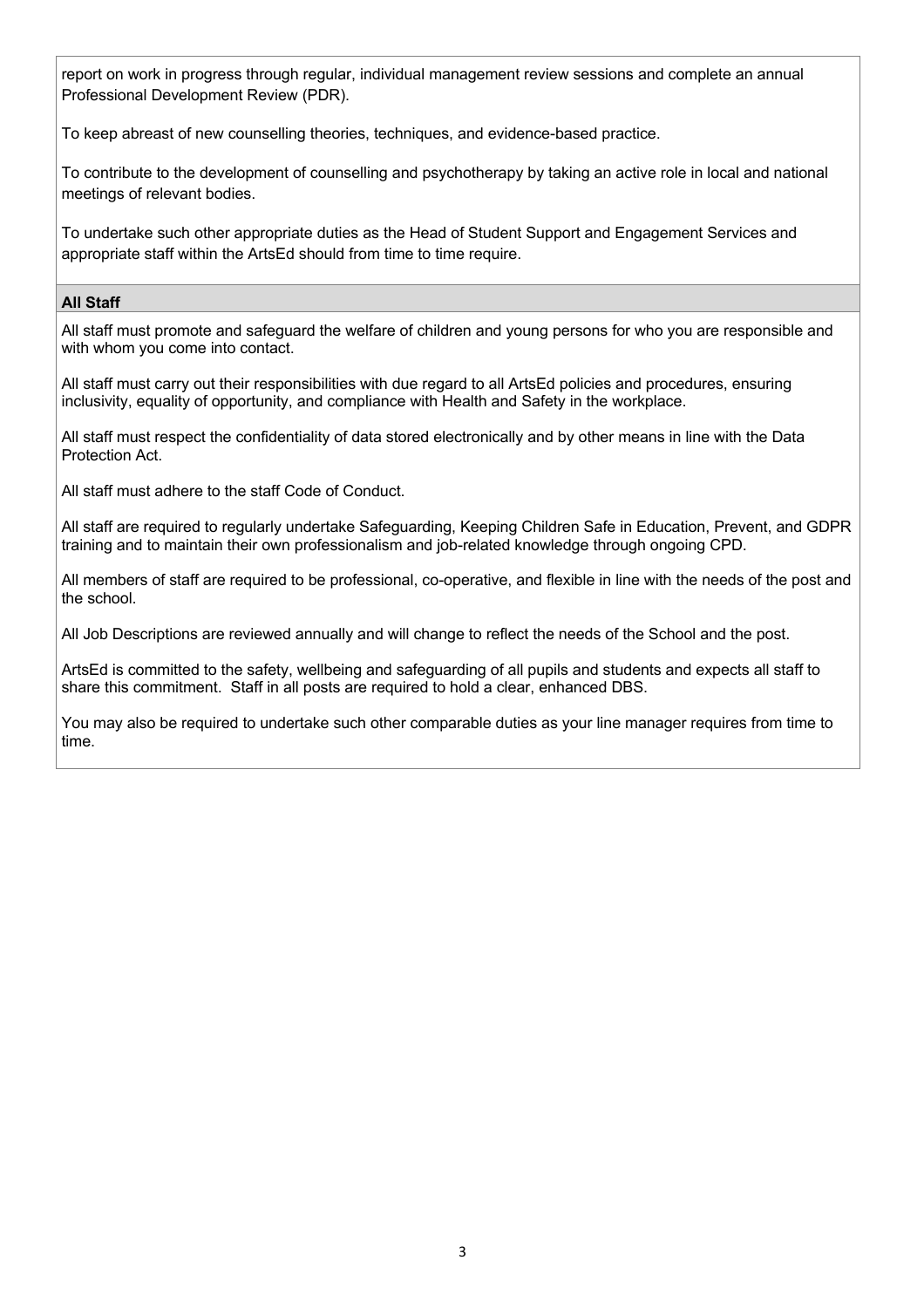report on work in progress through regular, individual management review sessions and complete an annual Professional Development Review (PDR).

To keep abreast of new counselling theories, techniques, and evidence-based practice.

To contribute to the development of counselling and psychotherapy by taking an active role in local and national meetings of relevant bodies.

To undertake such other appropriate duties as the Head of Student Support and Engagement Services and appropriate staff within the ArtsEd should from time to time require.

**All Staff**

All staff must promote and safeguard the welfare of children and young persons for who you are responsible and with whom you come into contact.

All staff must carry out their responsibilities with due regard to all ArtsEd policies and procedures, ensuring inclusivity, equality of opportunity, and compliance with Health and Safety in the workplace.

All staff must respect the confidentiality of data stored electronically and by other means in line with the Data Protection Act.

All staff must adhere to the staff Code of Conduct.

All staff are required to regularly undertake Safeguarding, Keeping Children Safe in Education, Prevent, and GDPR training and to maintain their own professionalism and job-related knowledge through ongoing CPD.

All members of staff are required to be professional, co-operative, and flexible in line with the needs of the post and the school.

All Job Descriptions are reviewed annually and will change to reflect the needs of the School and the post.

ArtsEd is committed to the safety, wellbeing and safeguarding of all pupils and students and expects all staff to share this commitment. Staff in all posts are required to hold a clear, enhanced DBS.

You may also be required to undertake such other comparable duties as your line manager requires from time to time.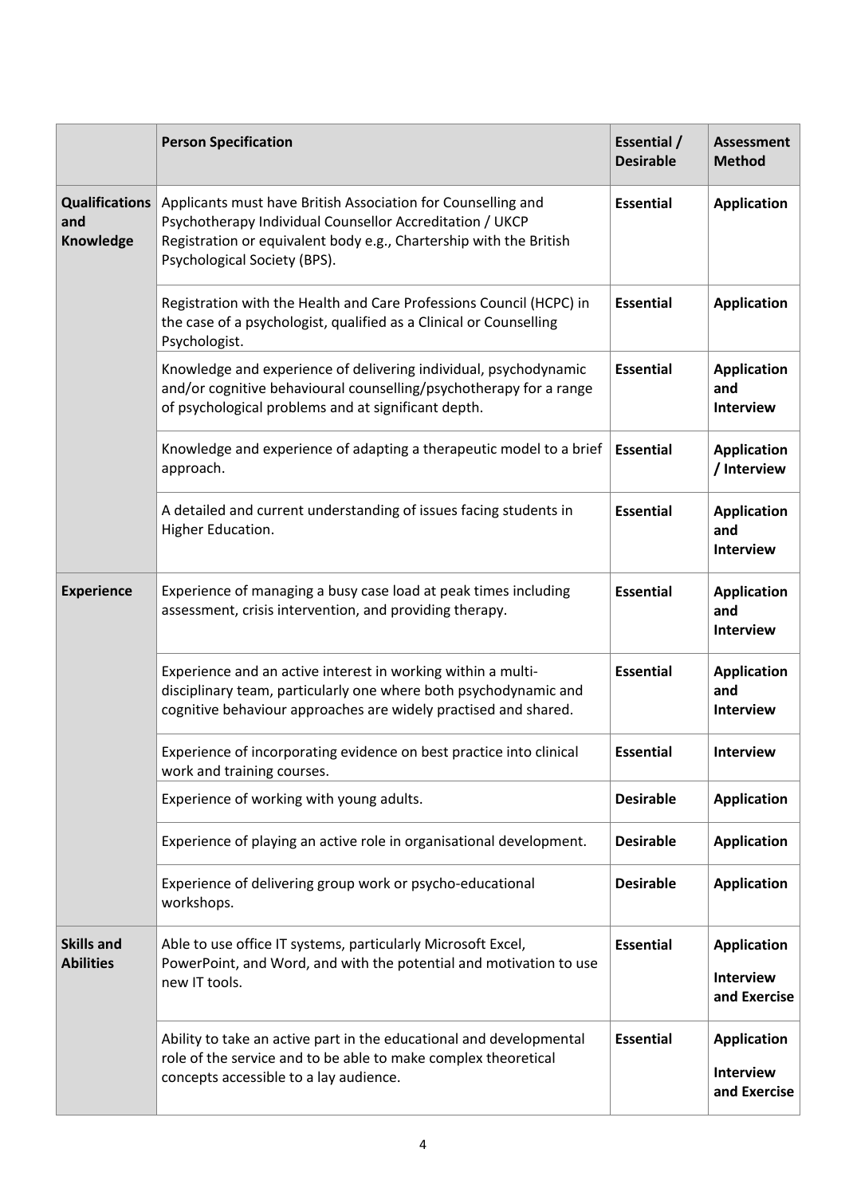| | Person Specification | Essential / Desirable | Assessment Method |
|---|---|---|---|
| **Qualifications and Knowledge** | Applicants must have British Association for Counselling and Psychotherapy Individual Counsellor Accreditation / UKCP Registration or equivalent body e.g., Chartership with the British Psychological Society (BPS). | **Essential** | **Application** |
| | Registration with the Health and Care Professions Council (HCPC) in the case of a psychologist, qualified as a Clinical or Counselling Psychologist. | **Essential** | **Application** |
| | Knowledge and experience of delivering individual, psychodynamic and/or cognitive behavioural counselling/psychotherapy for a range of psychological problems and at significant depth. | **Essential** | **Application and Interview** |
| | Knowledge and experience of adapting a therapeutic model to a brief approach. | **Essential** | **Application / Interview** |
| | A detailed and current understanding of issues facing students in Higher Education. | **Essential** | **Application and Interview** |
| **Experience** | Experience of managing a busy case load at peak times including assessment, crisis intervention, and providing therapy. | **Essential** | **Application and Interview** |
| | Experience and an active interest in working within a multi-disciplinary team, particularly one where both psychodynamic and cognitive behaviour approaches are widely practised and shared. | **Essential** | **Application and Interview** |
| | Experience of incorporating evidence on best practice into clinical work and training courses. | **Essential** | **Interview** |
| | Experience of working with young adults. | **Desirable** | **Application** |
| | Experience of playing an active role in organisational development. | **Desirable** | **Application** |
| | Experience of delivering group work or psycho-educational workshops. | **Desirable** | **Application** |
| **Skills and Abilities** | Able to use office IT systems, particularly Microsoft Excel, PowerPoint, and Word, and with the potential and motivation to use new IT tools. | **Essential** | **Application Interview and Exercise** |
| | Ability to take an active part in the educational and developmental role of the service and to be able to make complex theoretical concepts accessible to a lay audience. | **Essential** | **Application Interview and Exercise** |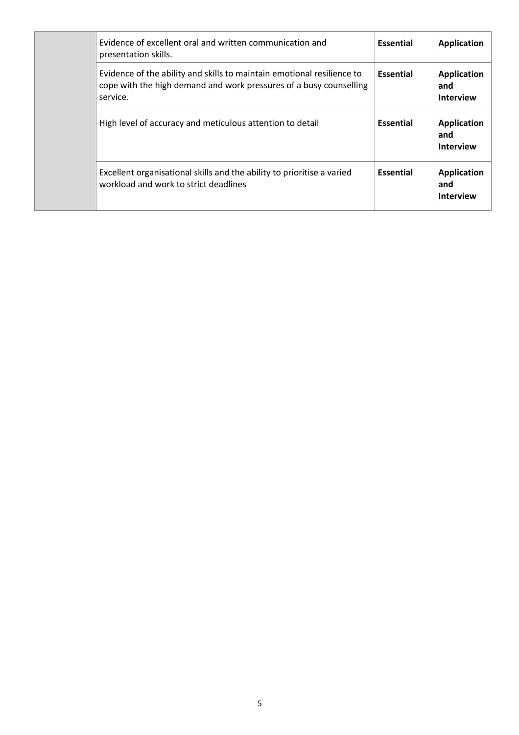| | | | |
|---|---|---|---|
| | Evidence of excellent oral and written communication and presentation skills. | **Essential** | **Application** |
| | Evidence of the ability and skills to maintain emotional resilience to cope with the high demand and work pressures of a busy counselling service. | **Essential** | **Application and Interview** |
| | High level of accuracy and meticulous attention to detail | **Essential** | **Application and Interview** |
| | Excellent organisational skills and the ability to prioritise a varied workload and work to strict deadlines | **Essential** | **Application and Interview** |